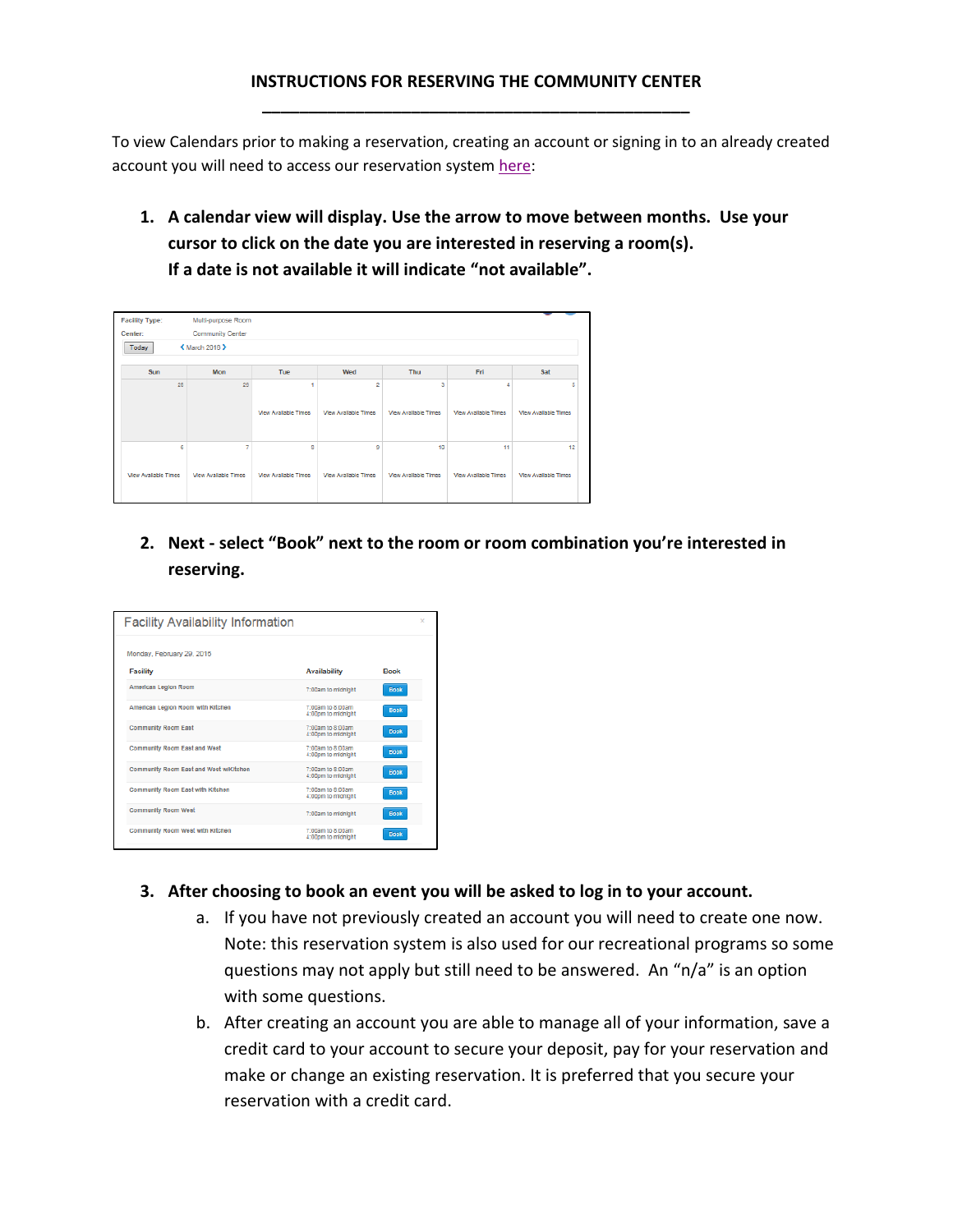# INSTRUCTIONS FOR RESERVING THE COMMUNITY CENTER

To view Calendars prior to making a reservation, creating an account or signing in to an already created account you will need to access our reservation system here:

1. **A calendar view will display. Use the arrow to move between months. Use your cursor to click on the date you are interested in reserving a room(s). If a date is not available it will indicate "not available".**

Facility Type: Multi-purpose Room
Center: Community Center
Today ‹ March 2016 ›

| Sun | Mon | Tue | Wed | Thu | Fri | Sat |
|---|---|---|---|---|---|---|
| 28 | 29 | 1 View Available Times | 2 View Available Times | 3 View Available Times | 4 View Available Times | 5 View Available Times |
| 6 View Available Times | 7 View Available Times | 8 View Available Times | 9 View Available Times | 10 View Available Times | 11 View Available Times | 12 View Available Times |

2. **Next - select "Book" next to the room or room combination you're interested in reserving.**

Facility Availability Information

Monday, February 29, 2016

| Facility | Availability | Book |
|---|---|---|
| American Legion Room | 7:00am to midnight | Book |
| American Legion Room with Kitchen | 7:00am to 8:00am<br>4:00pm to midnight | Book |
| Community Room East | 7:00am to 8:00am<br>4:00pm to midnight | Book |
| Community Room East and West | 7:00am to 8:00am<br>4:00pm to midnight | Book |
| Community Room East and West w/Kitchen | 7:00am to 8:00am<br>4:00pm to midnight | Book |
| Community Room East with Kitchen | 7:00am to 8:00am<br>4:00pm to midnight | Book |
| Community Room West | 7:00am to midnight | Book |
| Community Room West with Kitchen | 7:00am to 8:00am<br>4:00pm to midnight | Book |

3. **After choosing to book an event you will be asked to log in to your account.**
   a. If you have not previously created an account you will need to create one now. Note: this reservation system is also used for our recreational programs so some questions may not apply but still need to be answered. An "n/a" is an option with some questions.
   b. After creating an account you are able to manage all of your information, save a credit card to your account to secure your deposit, pay for your reservation and make or change an existing reservation. It is preferred that you secure your reservation with a credit card.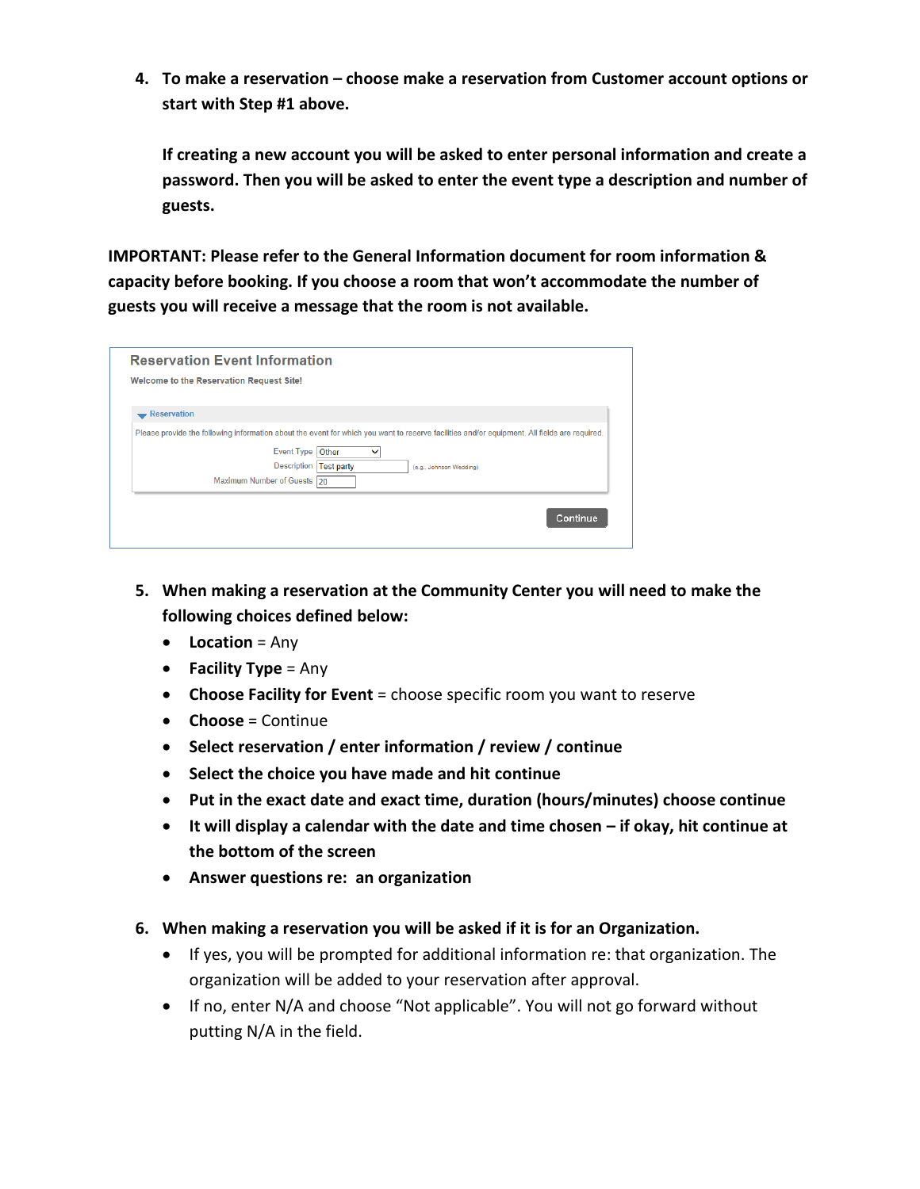4. **To make a reservation – choose make a reservation from Customer account options or start with Step #1 above.**

   **If creating a new account you will be asked to enter personal information and create a password. Then you will be asked to enter the event type a description and number of guests.**

**IMPORTANT: Please refer to the General Information document for room information & capacity before booking. If you choose a room that won't accommodate the number of guests you will receive a message that the room is not available.**

Reservation Event Information

Welcome to the Reservation Request Site!

Reservation

Please provide the following information about the event for which you want to reserve facilities and/or equipment. All fields are required.

Event Type: Other
Description: Test party (e.g., Johnson Wedding)
Maximum Number of Guests: 20

Continue

5. **When making a reservation at the Community Center you will need to make the following choices defined below:**
   - **Location** = Any
   - **Facility Type** = Any
   - **Choose Facility for Event** = choose specific room you want to reserve
   - **Choose** = Continue
   - **Select reservation / enter information / review / continue**
   - **Select the choice you have made and hit continue**
   - **Put in the exact date and exact time, duration (hours/minutes) choose continue**
   - **It will display a calendar with the date and time chosen – if okay, hit continue at the bottom of the screen**
   - **Answer questions re: an organization**

6. **When making a reservation you will be asked if it is for an Organization.**
   - If yes, you will be prompted for additional information re: that organization. The organization will be added to your reservation after approval.
   - If no, enter N/A and choose "Not applicable". You will not go forward without putting N/A in the field.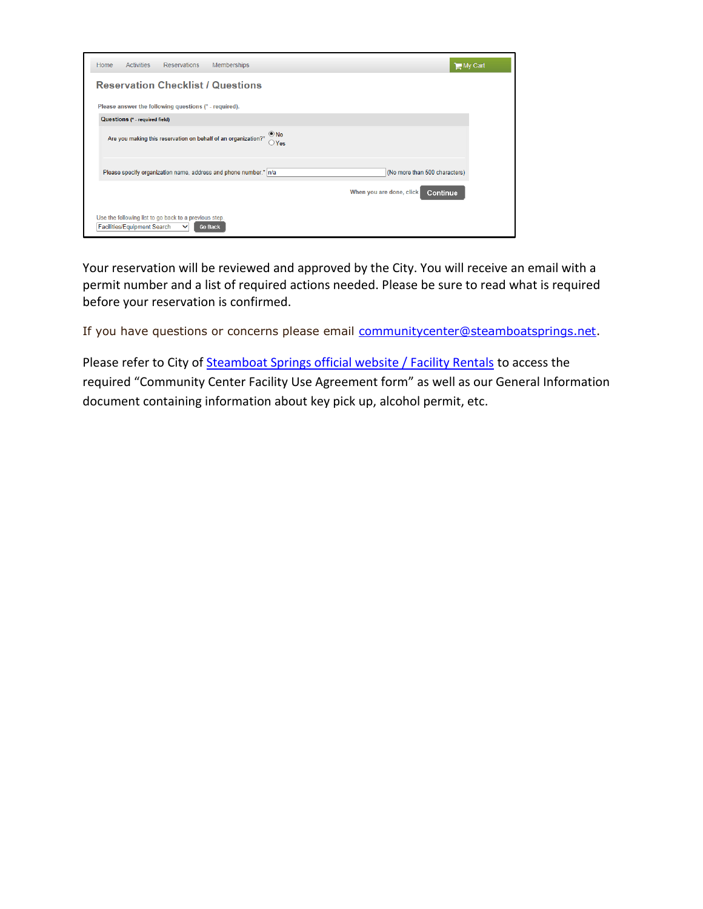Home Activities Reservations Memberships My Cart

Reservation Checklist / Questions

Please answer the following questions (* - required).

Questions (* - required field)

Are you making this reservation on behalf of an organization?* ◉ No ○ Yes

Please specify organization name, address and phone number.* n/a (No more than 500 characters)

When you are done, click Continue

Use the following list to go back to a previous step.

Facilities/Equipment Search Go Back

Your reservation will be reviewed and approved by the City. You will receive an email with a permit number and a list of required actions needed. Please be sure to read what is required before your reservation is confirmed.

If you have questions or concerns please email communitycenter@steamboatsprings.net.

Please refer to City of Steamboat Springs official website / Facility Rentals to access the required "Community Center Facility Use Agreement form" as well as our General Information document containing information about key pick up, alcohol permit, etc.